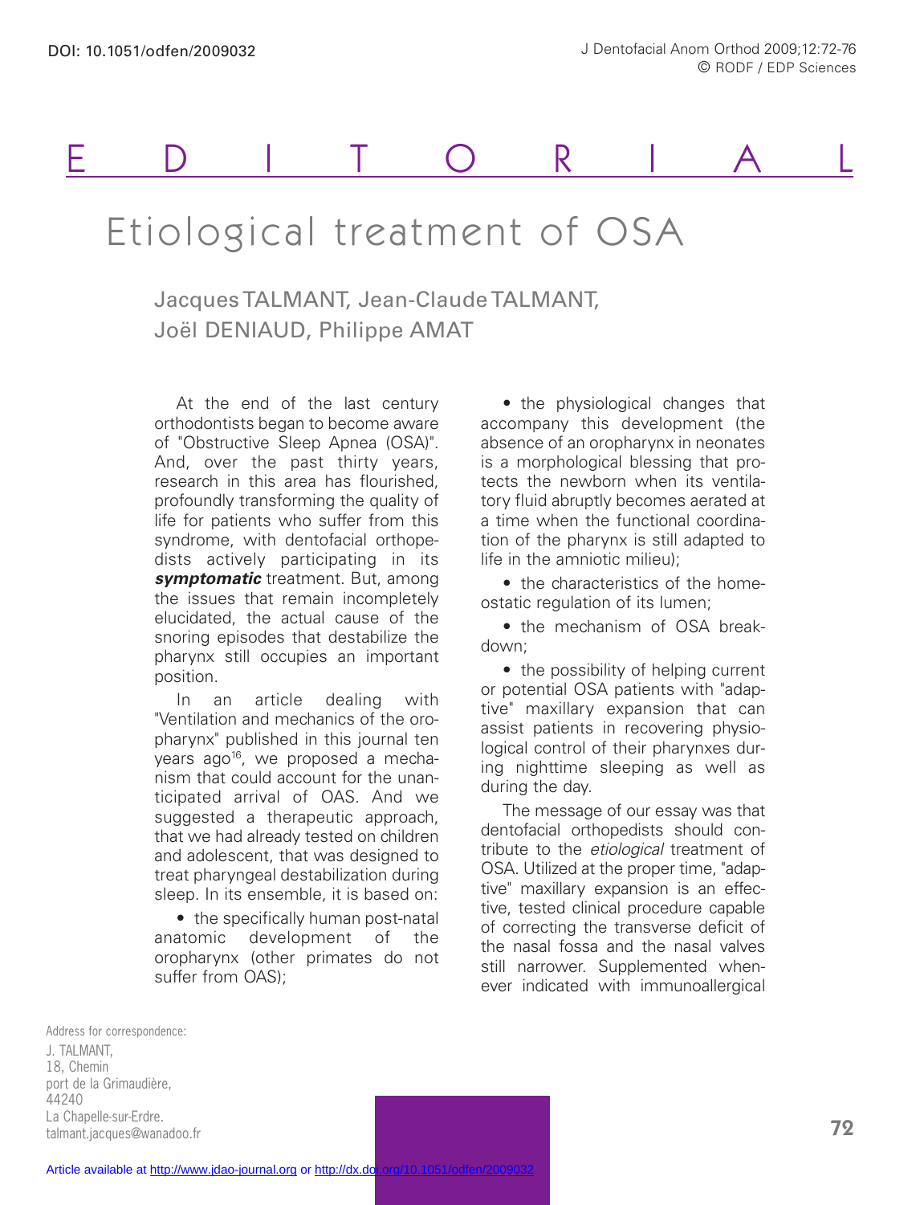# EDITORIAL

# Etiological treatment of OSA

Jacques TALMANT, Jean-Claude TALMANT, Joël DENIAUD, Philippe AMAT

At the end of the last century orthodontists began to become aware of "Obstructive Sleep Apnea (OSA)". And, over the past thirty years, research in this area has flourished, profoundly transforming the quality of life for patients who suffer from this syndrome, with dentofacial orthopedists actively participating in its ***symptomatic*** treatment. But, among the issues that remain incompletely elucidated, the actual cause of the snoring episodes that destabilize the pharynx still occupies an important position.

In an article dealing with "Ventilation and mechanics of the oropharynx" published in this journal ten years ago[16], we proposed a mechanism that could account for the unanticipated arrival of OAS. And we suggested a therapeutic approach, that we had already tested on children and adolescent, that was designed to treat pharyngeal destabilization during sleep. In its ensemble, it is based on:

- the specifically human post-natal anatomic development of the oropharynx (other primates do not suffer from OAS);
- the physiological changes that accompany this development (the absence of an oropharynx in neonates is a morphological blessing that protects the newborn when its ventilatory fluid abruptly becomes aerated at a time when the functional coordination of the pharynx is still adapted to life in the amniotic milieu);
- the characteristics of the homeostatic regulation of its lumen;
- the mechanism of OSA breakdown;
- the possibility of helping current or potential OSA patients with "adaptive" maxillary expansion that can assist patients in recovering physiological control of their pharynxes during nighttime sleeping as well as during the day.

The message of our essay was that dentofacial orthopedists should contribute to the *etiological* treatment of OSA. Utilized at the proper time, "adaptive" maxillary expansion is an effective, tested clinical procedure capable of correcting the transverse deficit of the nasal fossa and the nasal valves still narrower. Supplemented whenever indicated with immunoallergical

Address for correspondence:
J. TALMANT,
18, Chemin
port de la Grimaudière,
44240
La Chapelle-sur-Erdre.
talmant.jacques@wanadoo.fr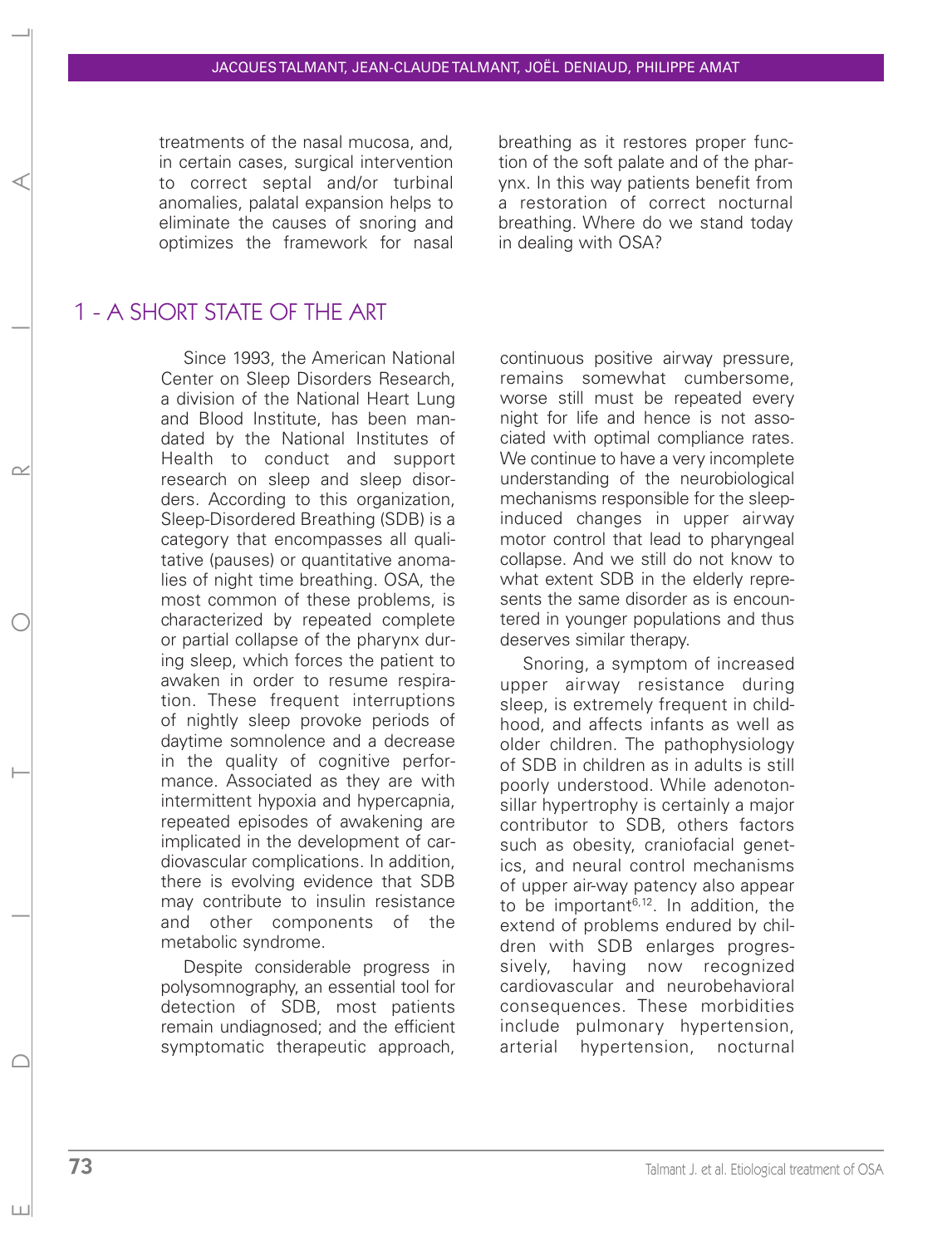treatments of the nasal mucosa, and, in certain cases, surgical intervention to correct septal and/or turbinal anomalies, palatal expansion helps to eliminate the causes of snoring and optimizes the framework for nasal breathing as it restores proper function of the soft palate and of the pharynx. In this way patients benefit from a restoration of correct nocturnal breathing. Where do we stand today in dealing with OSA?

## 1 - A SHORT STATE OF THE ART

Since 1993, the American National Center on Sleep Disorders Research, a division of the National Heart Lung and Blood Institute, has been mandated by the National Institutes of Health to conduct and support research on sleep and sleep disorders. According to this organization, Sleep-Disordered Breathing (SDB) is a category that encompasses all qualitative (pauses) or quantitative anomalies of night time breathing. OSA, the most common of these problems, is characterized by repeated complete or partial collapse of the pharynx during sleep, which forces the patient to awaken in order to resume respiration. These frequent interruptions of nightly sleep provoke periods of daytime somnolence and a decrease in the quality of cognitive performance. Associated as they are with intermittent hypoxia and hypercapnia, repeated episodes of awakening are implicated in the development of cardiovascular complications. In addition, there is evolving evidence that SDB may contribute to insulin resistance and other components of the metabolic syndrome.

Despite considerable progress in polysomnography, an essential tool for detection of SDB, most patients remain undiagnosed; and the efficient symptomatic therapeutic approach, continuous positive airway pressure, remains somewhat cumbersome, worse still must be repeated every night for life and hence is not associated with optimal compliance rates. We continue to have a very incomplete understanding of the neurobiological mechanisms responsible for the sleep-induced changes in upper airway motor control that lead to pharyngeal collapse. And we still do not know to what extent SDB in the elderly represents the same disorder as is encountered in younger populations and thus deserves similar therapy.

Snoring, a symptom of increased upper airway resistance during sleep, is extremely frequent in childhood, and affects infants as well as older children. The pathophysiology of SDB in children as in adults is still poorly understood. While adenotonsillar hypertrophy is certainly a major contributor to SDB, others factors such as obesity, craniofacial genetics, and neural control mechanisms of upper air-way patency also appear to be important[6,12]. In addition, the extend of problems endured by children with SDB enlarges progressively, having now recognized cardiovascular and neurobehavioral consequences. These morbidities include pulmonary hypertension, arterial hypertension, nocturnal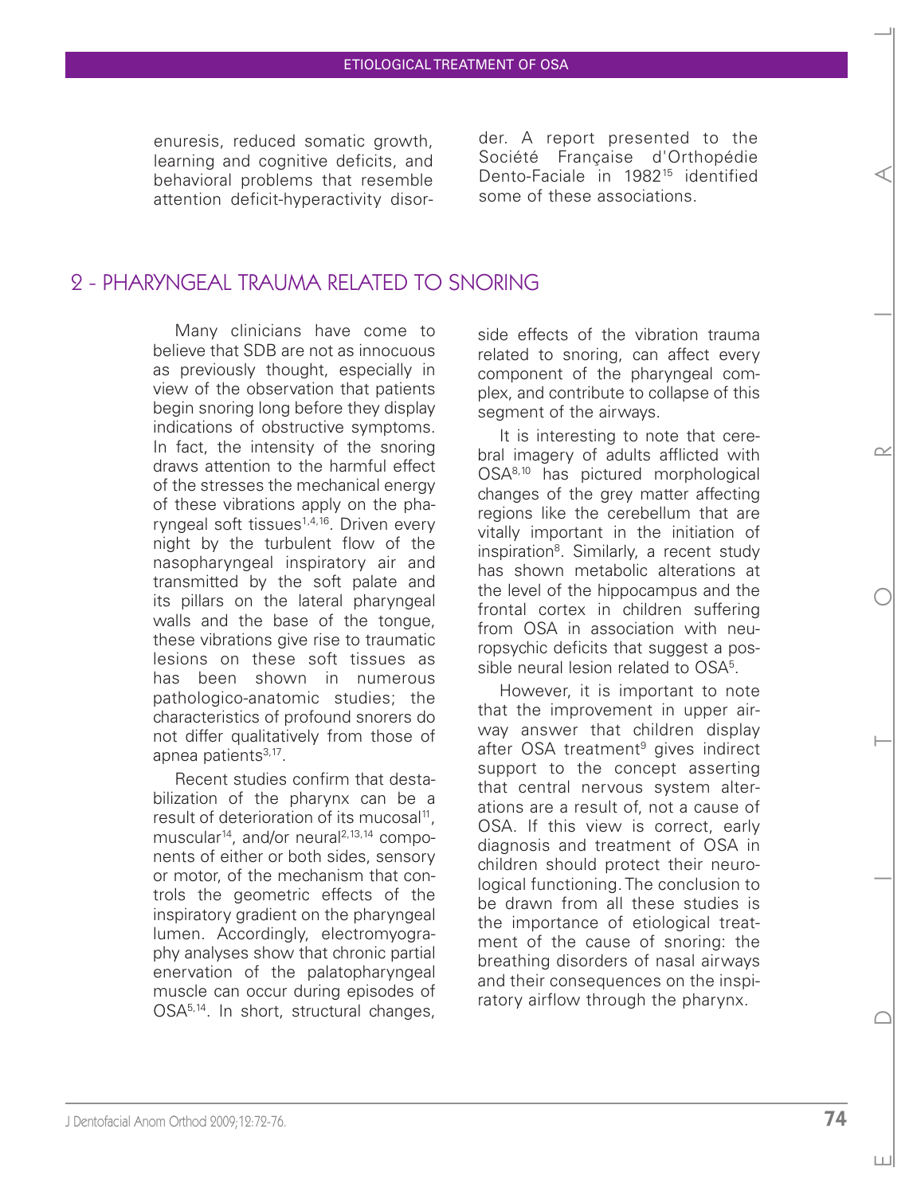enuresis, reduced somatic growth, learning and cognitive deficits, and behavioral problems that resemble attention deficit-hyperactivity disorder. A report presented to the Société Française d'Orthopédie Dento-Faciale in 1982[15] identified some of these associations.

## 2 - PHARYNGEAL TRAUMA RELATED TO SNORING

Many clinicians have come to believe that SDB are not as innocuous as previously thought, especially in view of the observation that patients begin snoring long before they display indications of obstructive symptoms. In fact, the intensity of the snoring draws attention to the harmful effect of the stresses the mechanical energy of these vibrations apply on the pharyngeal soft tissues[1,4,16]. Driven every night by the turbulent flow of the nasopharyngeal inspiratory air and transmitted by the soft palate and its pillars on the lateral pharyngeal walls and the base of the tongue, these vibrations give rise to traumatic lesions on these soft tissues as has been shown in numerous pathologico-anatomic studies; the characteristics of profound snorers do not differ qualitatively from those of apnea patients[3,17].

Recent studies confirm that destabilization of the pharynx can be a result of deterioration of its mucosal[11], muscular[14], and/or neural[2,13,14] components of either or both sides, sensory or motor, of the mechanism that controls the geometric effects of the inspiratory gradient on the pharyngeal lumen. Accordingly, electromyography analyses show that chronic partial enervation of the palatopharyngeal muscle can occur during episodes of OSA[5,14]. In short, structural changes, side effects of the vibration trauma related to snoring, can affect every component of the pharyngeal complex, and contribute to collapse of this segment of the airways.

It is interesting to note that cerebral imagery of adults afflicted with OSA[8,10] has pictured morphological changes of the grey matter affecting regions like the cerebellum that are vitally important in the initiation of inspiration[8]. Similarly, a recent study has shown metabolic alterations at the level of the hippocampus and the frontal cortex in children suffering from OSA in association with neuropsychic deficits that suggest a possible neural lesion related to OSA[5].

However, it is important to note that the improvement in upper airway answer that children display after OSA treatment[9] gives indirect support to the concept asserting that central nervous system alterations are a result of, not a cause of OSA. If this view is correct, early diagnosis and treatment of OSA in children should protect their neurological functioning. The conclusion to be drawn from all these studies is the importance of etiological treatment of the cause of snoring: the breathing disorders of nasal airways and their consequences on the inspiratory airflow through the pharynx.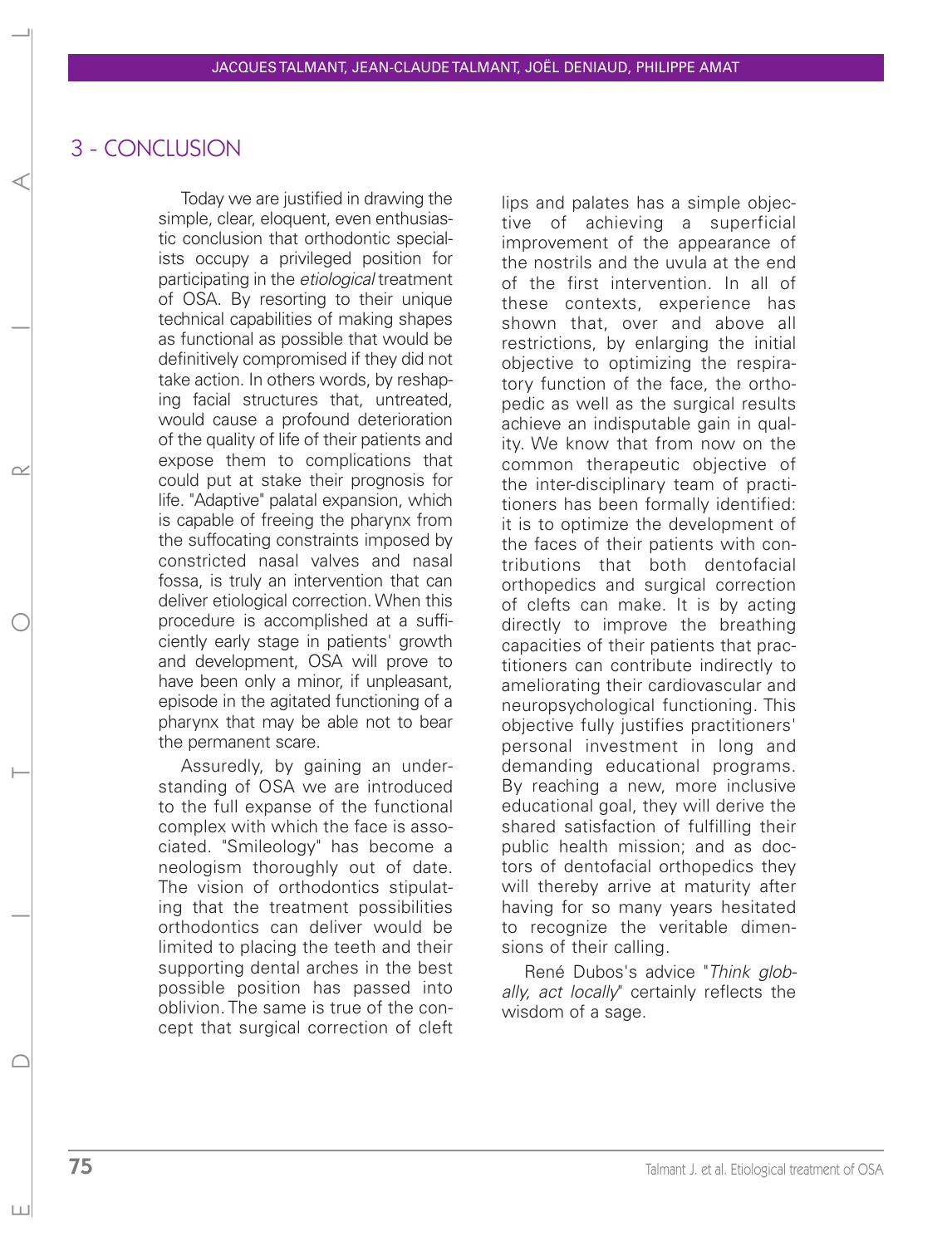## 3 - CONCLUSION

Today we are justified in drawing the simple, clear, eloquent, even enthusiastic conclusion that orthodontic specialists occupy a privileged position for participating in the *etiological* treatment of OSA. By resorting to their unique technical capabilities of making shapes as functional as possible that would be definitively compromised if they did not take action. In others words, by reshaping facial structures that, untreated, would cause a profound deterioration of the quality of life of their patients and expose them to complications that could put at stake their prognosis for life. "Adaptive" palatal expansion, which is capable of freeing the pharynx from the suffocating constraints imposed by constricted nasal valves and nasal fossa, is truly an intervention that can deliver etiological correction. When this procedure is accomplished at a sufficiently early stage in patients' growth and development, OSA will prove to have been only a minor, if unpleasant, episode in the agitated functioning of a pharynx that may be able not to bear the permanent scare.

Assuredly, by gaining an understanding of OSA we are introduced to the full expanse of the functional complex with which the face is associated. "Smileology" has become a neologism thoroughly out of date. The vision of orthodontics stipulating that the treatment possibilities orthodontics can deliver would be limited to placing the teeth and their supporting dental arches in the best possible position has passed into oblivion. The same is true of the concept that surgical correction of cleft lips and palates has a simple objective of achieving a superficial improvement of the appearance of the nostrils and the uvula at the end of the first intervention. In all of these contexts, experience has shown that, over and above all restrictions, by enlarging the initial objective to optimizing the respiratory function of the face, the orthopedic as well as the surgical results achieve an indisputable gain in quality. We know that from now on the common therapeutic objective of the inter-disciplinary team of practitioners has been formally identified: it is to optimize the development of the faces of their patients with contributions that both dentofacial orthopedics and surgical correction of clefts can make. It is by acting directly to improve the breathing capacities of their patients that practitioners can contribute indirectly to ameliorating their cardiovascular and neuropsychological functioning. This objective fully justifies practitioners' personal investment in long and demanding educational programs. By reaching a new, more inclusive educational goal, they will derive the shared satisfaction of fulfilling their public health mission; and as doctors of dentofacial orthopedics they will thereby arrive at maturity after having for so many years hesitated to recognize the veritable dimensions of their calling.

René Dubos's advice "*Think globally, act locally*" certainly reflects the wisdom of a sage.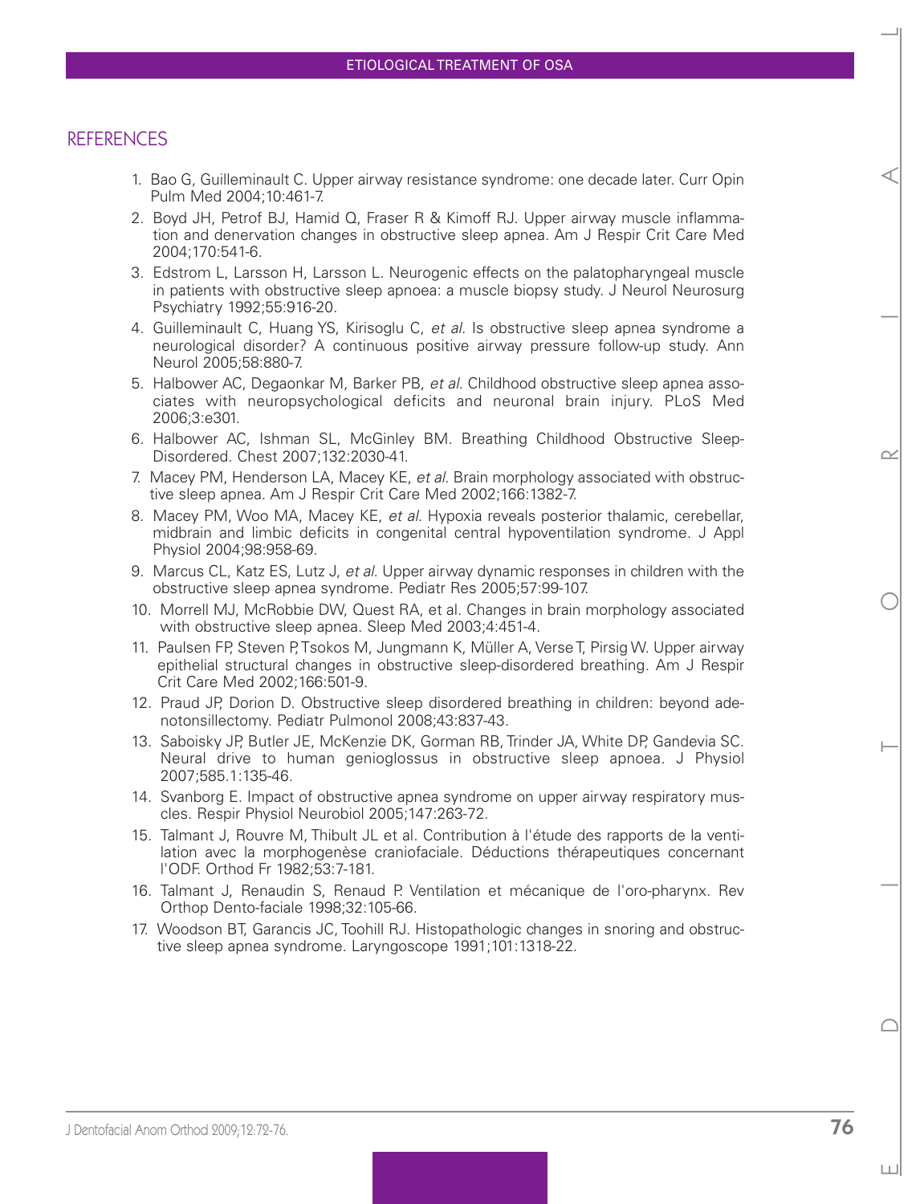## REFERENCES

1. Bao G, Guilleminault C. Upper airway resistance syndrome: one decade later. Curr Opin Pulm Med 2004;10:461-7.
2. Boyd JH, Petrof BJ, Hamid Q, Fraser R & Kimoff RJ. Upper airway muscle inflammation and denervation changes in obstructive sleep apnea. Am J Respir Crit Care Med 2004;170:541-6.
3. Edstrom L, Larsson H, Larsson L. Neurogenic effects on the palatopharyngeal muscle in patients with obstructive sleep apnoea: a muscle biopsy study. J Neurol Neurosurg Psychiatry 1992;55:916-20.
4. Guilleminault C, Huang YS, Kirisoglu C, *et al*. Is obstructive sleep apnea syndrome a neurological disorder? A continuous positive airway pressure follow-up study. Ann Neurol 2005;58:880-7.
5. Halbower AC, Degaonkar M, Barker PB, *et al*. Childhood obstructive sleep apnea associates with neuropsychological deficits and neuronal brain injury. PLoS Med 2006;3:e301.
6. Halbower AC, Ishman SL, McGinley BM. Breathing Childhood Obstructive Sleep-Disordered. Chest 2007;132:2030-41.
7. Macey PM, Henderson LA, Macey KE, *et al*. Brain morphology associated with obstructive sleep apnea. Am J Respir Crit Care Med 2002;166:1382-7.
8. Macey PM, Woo MA, Macey KE, *et al*. Hypoxia reveals posterior thalamic, cerebellar, midbrain and limbic deficits in congenital central hypoventilation syndrome. J Appl Physiol 2004;98:958-69.
9. Marcus CL, Katz ES, Lutz J, *et al*. Upper airway dynamic responses in children with the obstructive sleep apnea syndrome. Pediatr Res 2005;57:99-107.
10. Morrell MJ, McRobbie DW, Quest RA, et al. Changes in brain morphology associated with obstructive sleep apnea. Sleep Med 2003;4:451-4.
11. Paulsen FP, Steven P, Tsokos M, Jungmann K, Müller A, Verse T, Pirsig W. Upper airway epithelial structural changes in obstructive sleep-disordered breathing. Am J Respir Crit Care Med 2002;166:501-9.
12. Praud JP, Dorion D. Obstructive sleep disordered breathing in children: beyond adenotonsillectomy. Pediatr Pulmonol 2008;43:837-43.
13. Saboisky JP, Butler JE, McKenzie DK, Gorman RB, Trinder JA, White DP, Gandevia SC. Neural drive to human genioglossus in obstructive sleep apnoea. J Physiol 2007;585.1:135-46.
14. Svanborg E. Impact of obstructive apnea syndrome on upper airway respiratory muscles. Respir Physiol Neurobiol 2005;147:263-72.
15. Talmant J, Rouvre M, Thibult JL et al. Contribution à l'étude des rapports de la ventilation avec la morphogenèse craniofaciale. Déductions thérapeutiques concernant l'ODF. Orthod Fr 1982;53:7-181.
16. Talmant J, Renaudin S, Renaud P. Ventilation et mécanique de l'oro-pharynx. Rev Orthop Dento-faciale 1998;32:105-66.
17. Woodson BT, Garancis JC, Toohill RJ. Histopathologic changes in snoring and obstructive sleep apnea syndrome. Laryngoscope 1991;101:1318-22.